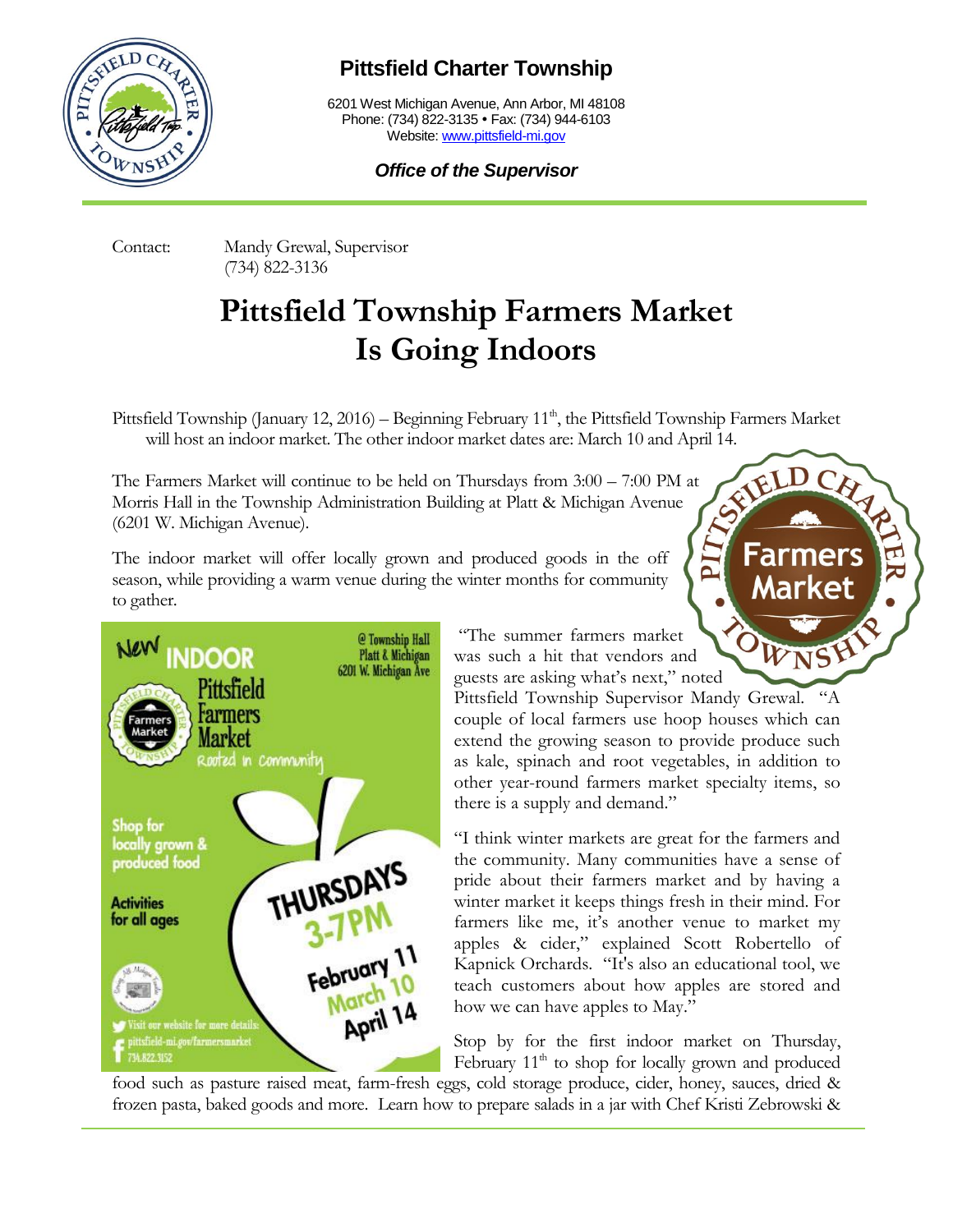# Pittsfield Charter Township

6201 West Michigan Avenue, Ann Arbor, MI 48108
Phone: (734) 822-3135 • Fax: (734) 944-6103
Website: www.pittsfield-mi.gov

***Office of the Supervisor***

Contact: Mandy Grewal, Supervisor
(734) 822-3136

# Pittsfield Township Farmers Market Is Going Indoors

Pittsfield Township (January 12, 2016) – Beginning February 11th, the Pittsfield Township Farmers Market will host an indoor market. The other indoor market dates are: March 10 and April 14.

The Farmers Market will continue to be held on Thursdays from 3:00 – 7:00 PM at Morris Hall in the Township Administration Building at Platt & Michigan Avenue (6201 W. Michigan Avenue).

The indoor market will offer locally grown and produced goods in the off season, while providing a warm venue during the winter months for community to gather.

"The summer farmers market was such a hit that vendors and guests are asking what's next," noted Pittsfield Township Supervisor Mandy Grewal. "A couple of local farmers use hoop houses which can extend the growing season to provide produce such as kale, spinach and root vegetables, in addition to other year-round farmers market specialty items, so there is a supply and demand."

"I think winter markets are great for the farmers and the community. Many communities have a sense of pride about their farmers market and by having a winter market it keeps things fresh in their mind. For farmers like me, it's another venue to market my apples & cider," explained Scott Robertello of Kapnick Orchards. "It's also an educational tool, we teach customers about how apples are stored and how we can have apples to May."

Stop by for the first indoor market on Thursday, February 11th to shop for locally grown and produced food such as pasture raised meat, farm-fresh eggs, cold storage produce, cider, honey, sauces, dried & frozen pasta, baked goods and more. Learn how to prepare salads in a jar with Chef Kristi Zebrowski &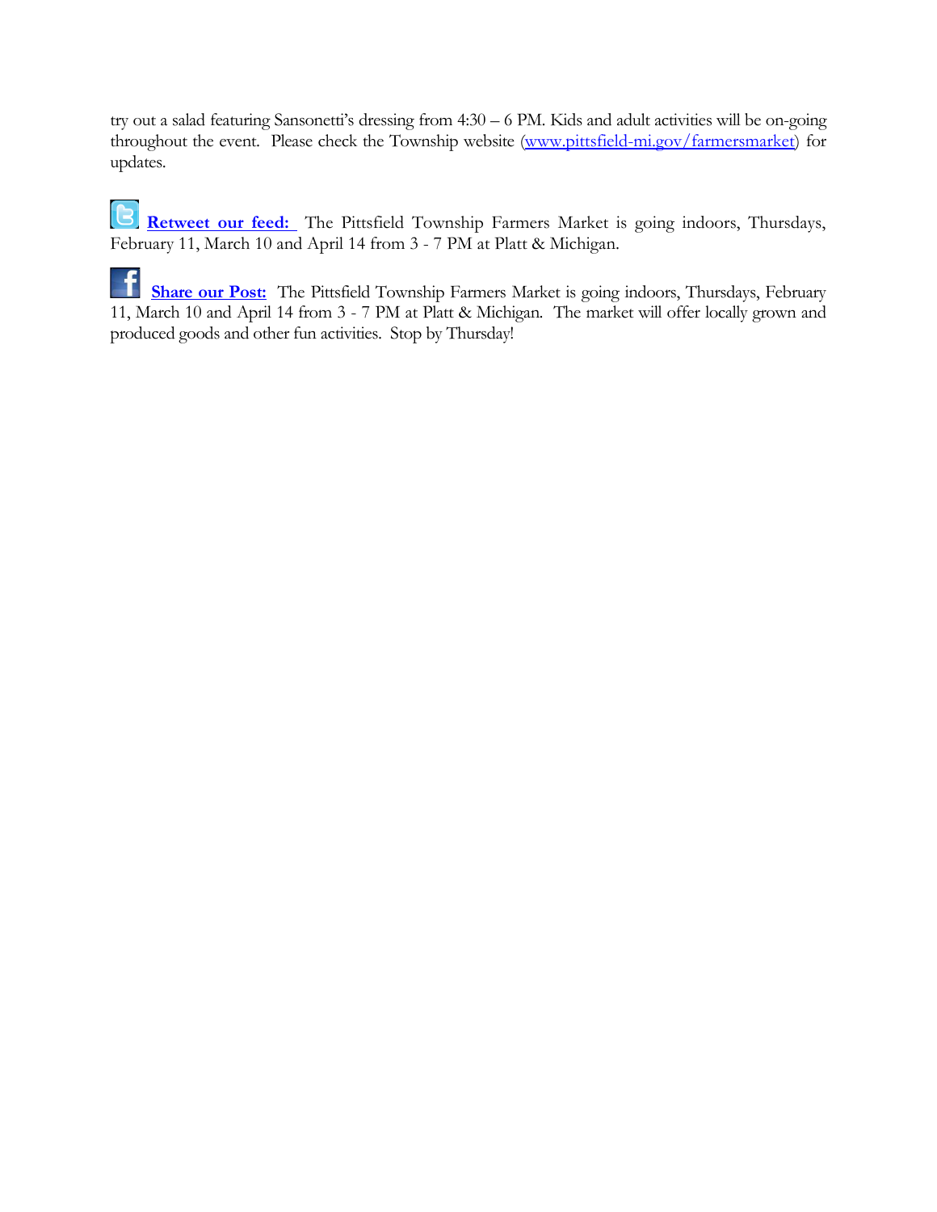try out a salad featuring Sansonetti's dressing from 4:30 – 6 PM. Kids and adult activities will be on-going throughout the event. Please check the Township website (www.pittsfield-mi.gov/farmersmarket) for updates.

**Retweet our feed:** The Pittsfield Township Farmers Market is going indoors, Thursdays, February 11, March 10 and April 14 from 3 - 7 PM at Platt & Michigan.

**Share our Post:** The Pittsfield Township Farmers Market is going indoors, Thursdays, February 11, March 10 and April 14 from 3 - 7 PM at Platt & Michigan. The market will offer locally grown and produced goods and other fun activities. Stop by Thursday!